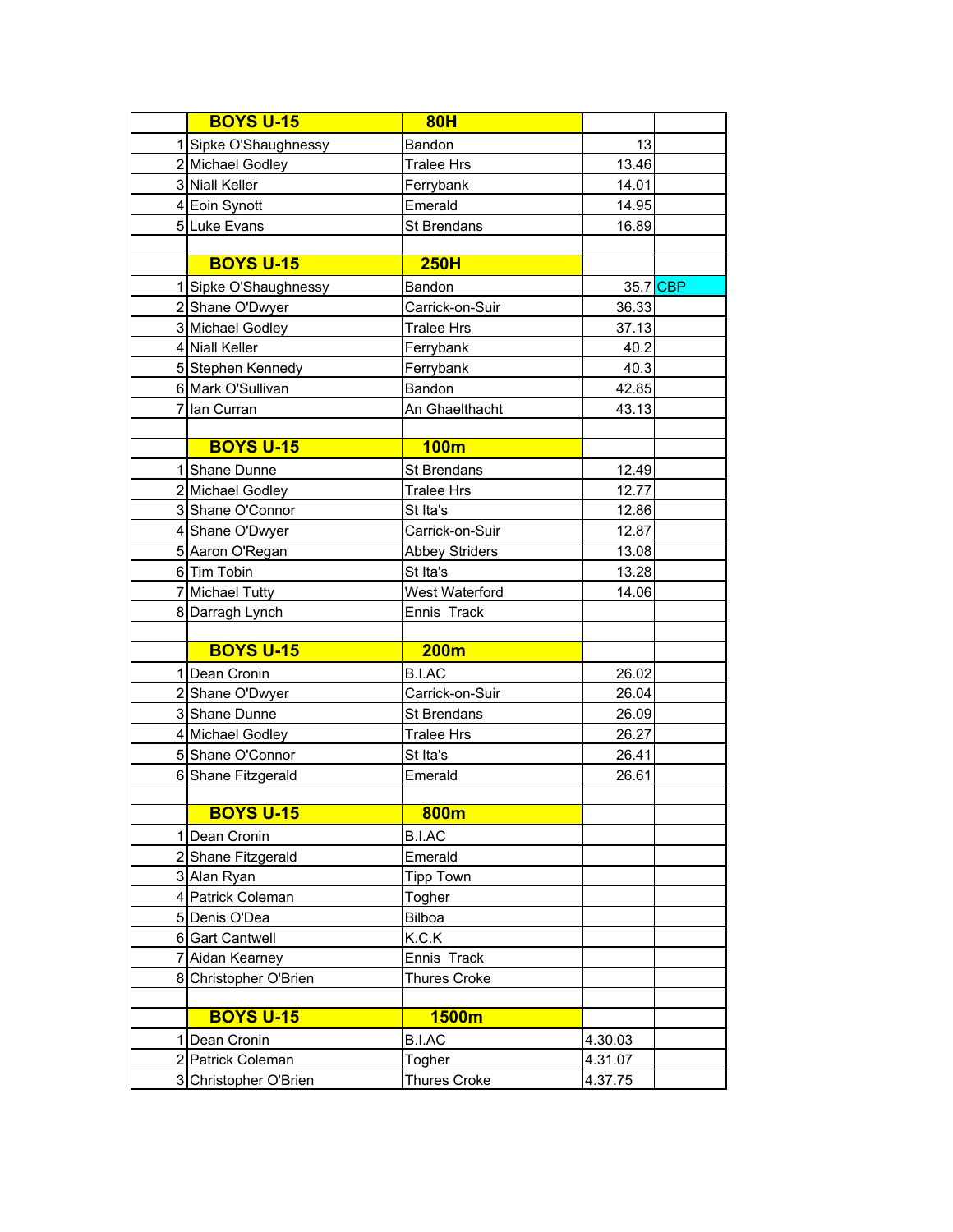| | BOYS U-15 | 80H | | |
|---|---|---|---|---|
| 1 | Sipke O'Shaughnessy | Bandon | 13 | |
| 2 | Michael Godley | Tralee Hrs | 13.46 | |
| 3 | Niall Keller | Ferrybank | 14.01 | |
| 4 | Eoin Synott | Emerald | 14.95 | |
| 5 | Luke Evans | St Brendans | 16.89 | |
| | | | | |
| | BOYS U-15 | 250H | | |
| 1 | Sipke O'Shaughnessy | Bandon | 35.7 | CBP |
| 2 | Shane O'Dwyer | Carrick-on-Suir | 36.33 | |
| 3 | Michael Godley | Tralee Hrs | 37.13 | |
| 4 | Niall Keller | Ferrybank | 40.2 | |
| 5 | Stephen Kennedy | Ferrybank | 40.3 | |
| 6 | Mark O'Sullivan | Bandon | 42.85 | |
| 7 | Ian Curran | An Ghaelthacht | 43.13 | |
| | | | | |
| | BOYS U-15 | 100m | | |
| 1 | Shane Dunne | St Brendans | 12.49 | |
| 2 | Michael Godley | Tralee Hrs | 12.77 | |
| 3 | Shane O'Connor | St Ita's | 12.86 | |
| 4 | Shane O'Dwyer | Carrick-on-Suir | 12.87 | |
| 5 | Aaron O'Regan | Abbey Striders | 13.08 | |
| 6 | Tim Tobin | St Ita's | 13.28 | |
| 7 | Michael Tutty | West Waterford | 14.06 | |
| 8 | Darragh Lynch | Ennis Track | | |
| | | | | |
| | BOYS U-15 | 200m | | |
| 1 | Dean Cronin | B.I.AC | 26.02 | |
| 2 | Shane O'Dwyer | Carrick-on-Suir | 26.04 | |
| 3 | Shane Dunne | St Brendans | 26.09 | |
| 4 | Michael Godley | Tralee Hrs | 26.27 | |
| 5 | Shane O'Connor | St Ita's | 26.41 | |
| 6 | Shane Fitzgerald | Emerald | 26.61 | |
| | | | | |
| | BOYS U-15 | 800m | | |
| 1 | Dean Cronin | B.I.AC | | |
| 2 | Shane Fitzgerald | Emerald | | |
| 3 | Alan Ryan | Tipp Town | | |
| 4 | Patrick Coleman | Togher | | |
| 5 | Denis O'Dea | Bilboa | | |
| 6 | Gart Cantwell | K.C.K | | |
| 7 | Aidan Kearney | Ennis Track | | |
| 8 | Christopher O'Brien | Thures Croke | | |
| | | | | |
| | BOYS U-15 | 1500m | | |
| 1 | Dean Cronin | B.I.AC | 4.30.03 | |
| 2 | Patrick Coleman | Togher | 4.31.07 | |
| 3 | Christopher O'Brien | Thures Croke | 4.37.75 | |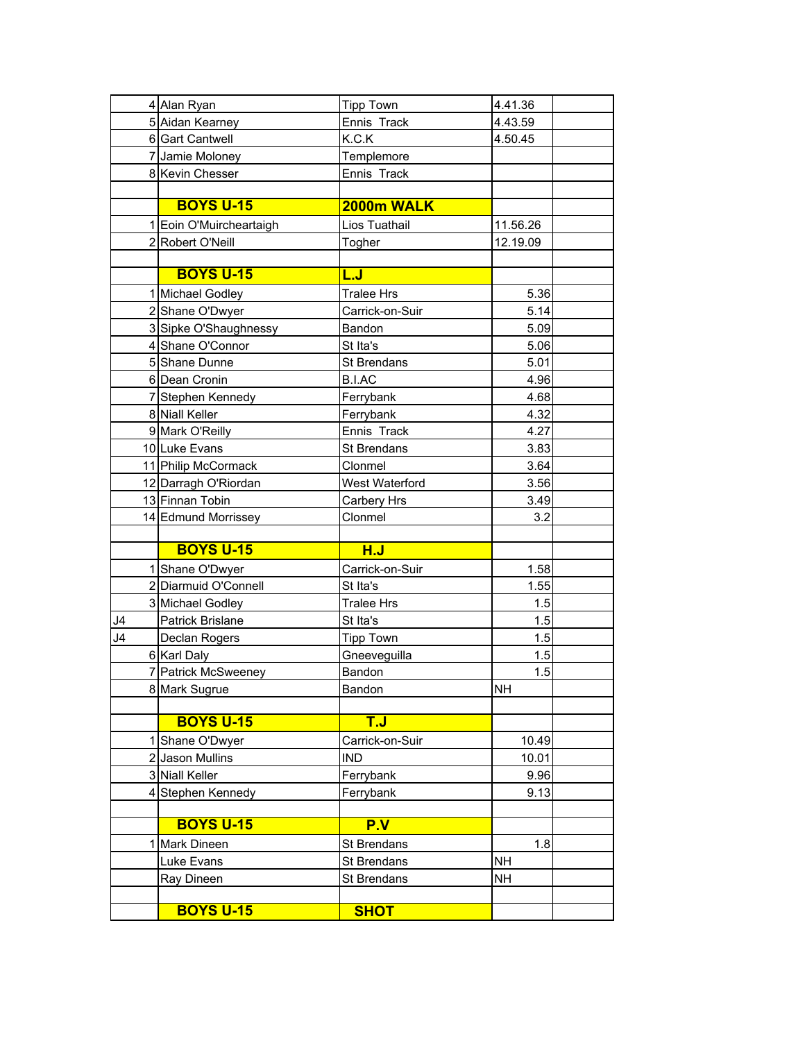| | | | | |
|---|---|---|---|---|
| 4 | Alan Ryan | Tipp Town | 4.41.36 | |
| 5 | Aidan Kearney | Ennis Track | 4.43.59 | |
| 6 | Gart Cantwell | K.C.K | 4.50.45 | |
| 7 | Jamie Moloney | Templemore | | |
| 8 | Kevin Chesser | Ennis Track | | |
| | | | | |
| | **BOYS U-15** | **2000m WALK** | | |
| 1 | Eoin O'Muircheartaigh | Lios Tuathail | 11.56.26 | |
| 2 | Robert O'Neill | Togher | 12.19.09 | |
| | | | | |
| | **BOYS U-15** | **L.J** | | |
| 1 | Michael Godley | Tralee Hrs | 5.36 | |
| 2 | Shane O'Dwyer | Carrick-on-Suir | 5.14 | |
| 3 | Sipke O'Shaughnessy | Bandon | 5.09 | |
| 4 | Shane O'Connor | St Ita's | 5.06 | |
| 5 | Shane Dunne | St Brendans | 5.01 | |
| 6 | Dean Cronin | B.I.AC | 4.96 | |
| 7 | Stephen Kennedy | Ferrybank | 4.68 | |
| 8 | Niall Keller | Ferrybank | 4.32 | |
| 9 | Mark O'Reilly | Ennis Track | 4.27 | |
| 10 | Luke Evans | St Brendans | 3.83 | |
| 11 | Philip McCormack | Clonmel | 3.64 | |
| 12 | Darragh O'Riordan | West Waterford | 3.56 | |
| 13 | Finnan Tobin | Carbery Hrs | 3.49 | |
| 14 | Edmund Morrissey | Clonmel | 3.2 | |
| | | | | |
| | **BOYS U-15** | **H.J** | | |
| 1 | Shane O'Dwyer | Carrick-on-Suir | 1.58 | |
| 2 | Diarmuid O'Connell | St Ita's | 1.55 | |
| 3 | Michael Godley | Tralee Hrs | 1.5 | |
| J4 | Patrick Brislane | St Ita's | 1.5 | |
| J4 | Declan Rogers | Tipp Town | 1.5 | |
| 6 | Karl Daly | Gneeveguilla | 1.5 | |
| 7 | Patrick McSweeney | Bandon | 1.5 | |
| 8 | Mark Sugrue | Bandon | NH | |
| | | | | |
| | **BOYS U-15** | **T.J** | | |
| 1 | Shane O'Dwyer | Carrick-on-Suir | 10.49 | |
| 2 | Jason Mullins | IND | 10.01 | |
| 3 | Niall Keller | Ferrybank | 9.96 | |
| 4 | Stephen Kennedy | Ferrybank | 9.13 | |
| | | | | |
| | **BOYS U-15** | **P.V** | | |
| 1 | Mark Dineen | St Brendans | 1.8 | |
| | Luke Evans | St Brendans | NH | |
| | Ray Dineen | St Brendans | NH | |
| | | | | |
| | **BOYS U-15** | **SHOT** | | |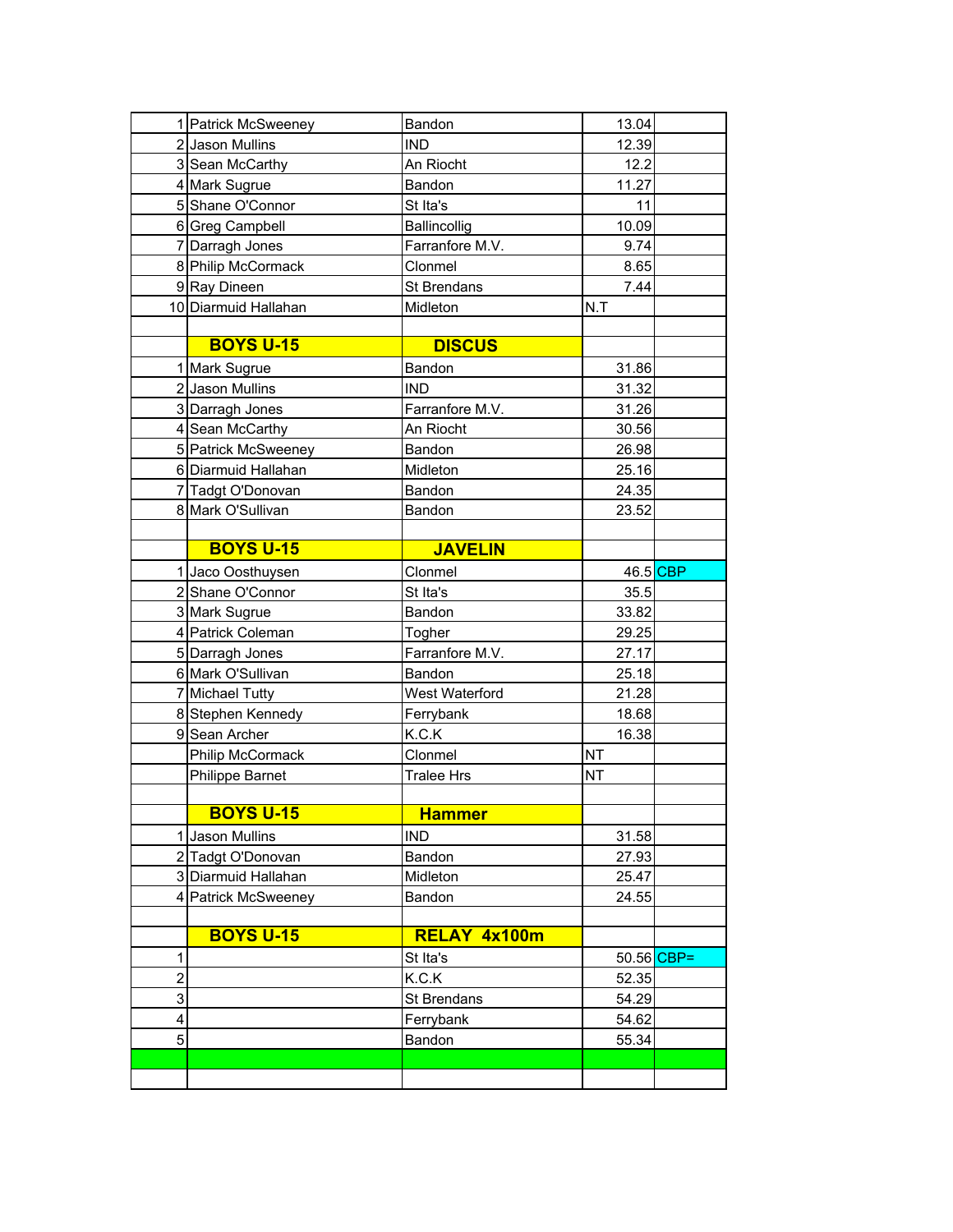| | | | | |
|---|---|---|---|---|
| 1 | Patrick McSweeney | Bandon | 13.04 | |
| 2 | Jason Mullins | IND | 12.39 | |
| 3 | Sean McCarthy | An Riocht | 12.2 | |
| 4 | Mark Sugrue | Bandon | 11.27 | |
| 5 | Shane O'Connor | St Ita's | 11 | |
| 6 | Greg Campbell | Ballincollig | 10.09 | |
| 7 | Darragh Jones | Farranfore M.V. | 9.74 | |
| 8 | Philip McCormack | Clonmel | 8.65 | |
| 9 | Ray Dineen | St Brendans | 7.44 | |
| 10 | Diarmuid Hallahan | Midleton | N.T | |
| | | | | |
| | **BOYS U-15** | **DISCUS** | | |
| 1 | Mark Sugrue | Bandon | 31.86 | |
| 2 | Jason Mullins | IND | 31.32 | |
| 3 | Darragh Jones | Farranfore M.V. | 31.26 | |
| 4 | Sean McCarthy | An Riocht | 30.56 | |
| 5 | Patrick McSweeney | Bandon | 26.98 | |
| 6 | Diarmuid Hallahan | Midleton | 25.16 | |
| 7 | Tadgt O'Donovan | Bandon | 24.35 | |
| 8 | Mark O'Sullivan | Bandon | 23.52 | |
| | | | | |
| | **BOYS U-15** | **JAVELIN** | | |
| 1 | Jaco Oosthuysen | Clonmel | 46.5 | CBP |
| 2 | Shane O'Connor | St Ita's | 35.5 | |
| 3 | Mark Sugrue | Bandon | 33.82 | |
| 4 | Patrick Coleman | Togher | 29.25 | |
| 5 | Darragh Jones | Farranfore M.V. | 27.17 | |
| 6 | Mark O'Sullivan | Bandon | 25.18 | |
| 7 | Michael Tutty | West Waterford | 21.28 | |
| 8 | Stephen Kennedy | Ferrybank | 18.68 | |
| 9 | Sean Archer | K.C.K | 16.38 | |
| | Philip McCormack | Clonmel | NT | |
| | Philippe Barnet | Tralee Hrs | NT | |
| | | | | |
| | **BOYS U-15** | **Hammer** | | |
| 1 | Jason Mullins | IND | 31.58 | |
| 2 | Tadgt O'Donovan | Bandon | 27.93 | |
| 3 | Diarmuid Hallahan | Midleton | 25.47 | |
| 4 | Patrick McSweeney | Bandon | 24.55 | |
| | | | | |
| | **BOYS U-15** | **RELAY 4x100m** | | |
| 1 | | St Ita's | 50.56 | CBP= |
| 2 | | K.C.K | 52.35 | |
| 3 | | St Brendans | 54.29 | |
| 4 | | Ferrybank | 54.62 | |
| 5 | | Bandon | 55.34 | |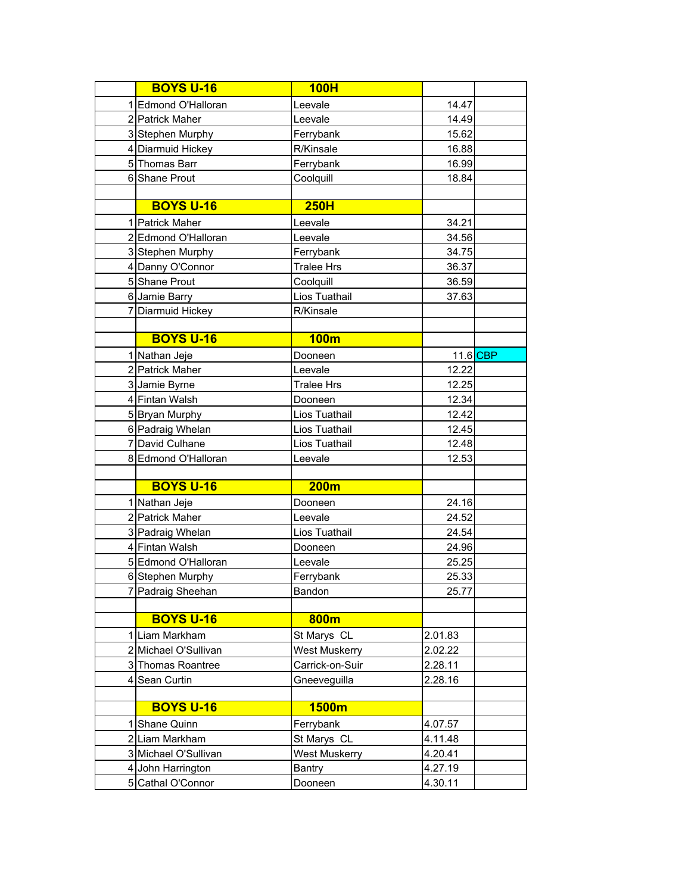| | BOYS U-16 | 100H | | |
|---|---|---|---|---|
| 1 | Edmond O'Halloran | Leevale | 14.47 | |
| 2 | Patrick Maher | Leevale | 14.49 | |
| 3 | Stephen Murphy | Ferrybank | 15.62 | |
| 4 | Diarmuid Hickey | R/Kinsale | 16.88 | |
| 5 | Thomas Barr | Ferrybank | 16.99 | |
| 6 | Shane Prout | Coolquill | 18.84 | |
| | | | | |
| | **BOYS U-16** | **250H** | | |
| 1 | Patrick Maher | Leevale | 34.21 | |
| 2 | Edmond O'Halloran | Leevale | 34.56 | |
| 3 | Stephen Murphy | Ferrybank | 34.75 | |
| 4 | Danny O'Connor | Tralee Hrs | 36.37 | |
| 5 | Shane Prout | Coolquill | 36.59 | |
| 6 | Jamie Barry | Lios Tuathail | 37.63 | |
| 7 | Diarmuid Hickey | R/Kinsale | | |
| | | | | |
| | **BOYS U-16** | **100m** | | |
| 1 | Nathan Jeje | Dooneen | 11.6 | CBP |
| 2 | Patrick Maher | Leevale | 12.22 | |
| 3 | Jamie Byrne | Tralee Hrs | 12.25 | |
| 4 | Fintan Walsh | Dooneen | 12.34 | |
| 5 | Bryan Murphy | Lios Tuathail | 12.42 | |
| 6 | Padraig Whelan | Lios Tuathail | 12.45 | |
| 7 | David Culhane | Lios Tuathail | 12.48 | |
| 8 | Edmond O'Halloran | Leevale | 12.53 | |
| | | | | |
| | **BOYS U-16** | **200m** | | |
| 1 | Nathan Jeje | Dooneen | 24.16 | |
| 2 | Patrick Maher | Leevale | 24.52 | |
| 3 | Padraig Whelan | Lios Tuathail | 24.54 | |
| 4 | Fintan Walsh | Dooneen | 24.96 | |
| 5 | Edmond O'Halloran | Leevale | 25.25 | |
| 6 | Stephen Murphy | Ferrybank | 25.33 | |
| 7 | Padraig Sheehan | Bandon | 25.77 | |
| | | | | |
| | **BOYS U-16** | **800m** | | |
| 1 | Liam Markham | St Marys CL | 2.01.83 | |
| 2 | Michael O'Sullivan | West Muskerry | 2.02.22 | |
| 3 | Thomas Roantree | Carrick-on-Suir | 2.28.11 | |
| 4 | Sean Curtin | Gneeveguilla | 2.28.16 | |
| | | | | |
| | **BOYS U-16** | **1500m** | | |
| 1 | Shane Quinn | Ferrybank | 4.07.57 | |
| 2 | Liam Markham | St Marys CL | 4.11.48 | |
| 3 | Michael O'Sullivan | West Muskerry | 4.20.41 | |
| 4 | John Harrington | Bantry | 4.27.19 | |
| 5 | Cathal O'Connor | Dooneen | 4.30.11 | |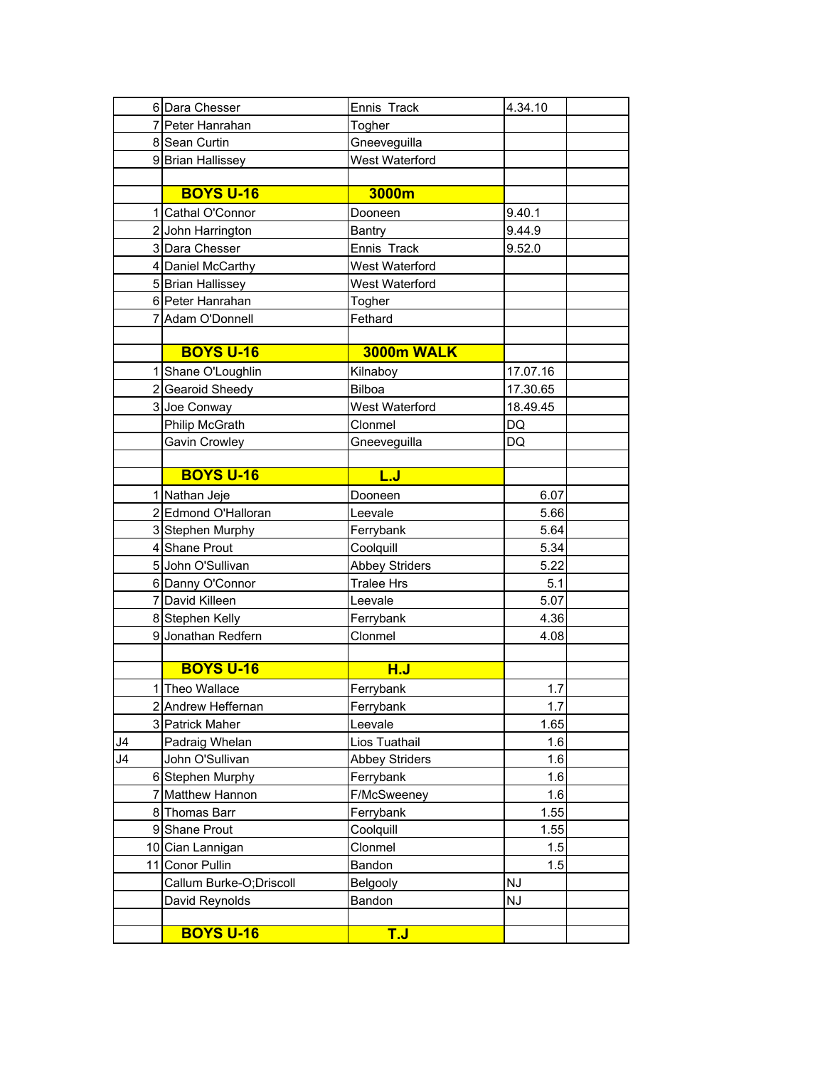| | | | | |
|---|---|---|---|---|
| 6 | Dara Chesser | Ennis Track | 4.34.10 | |
| 7 | Peter Hanrahan | Togher | | |
| 8 | Sean Curtin | Gneeveguilla | | |
| 9 | Brian Hallissey | West Waterford | | |
| | | | | |
| | **BOYS U-16** | **3000m** | | |
| 1 | Cathal O'Connor | Dooneen | 9.40.1 | |
| 2 | John Harrington | Bantry | 9.44.9 | |
| 3 | Dara Chesser | Ennis Track | 9.52.0 | |
| 4 | Daniel McCarthy | West Waterford | | |
| 5 | Brian Hallissey | West Waterford | | |
| 6 | Peter Hanrahan | Togher | | |
| 7 | Adam O'Donnell | Fethard | | |
| | | | | |
| | **BOYS U-16** | **3000m WALK** | | |
| 1 | Shane O'Loughlin | Kilnaboy | 17.07.16 | |
| 2 | Gearoid Sheedy | Bilboa | 17.30.65 | |
| 3 | Joe Conway | West Waterford | 18.49.45 | |
| | Philip McGrath | Clonmel | DQ | |
| | Gavin Crowley | Gneeveguilla | DQ | |
| | | | | |
| | **BOYS U-16** | **L.J** | | |
| 1 | Nathan Jeje | Dooneen | 6.07 | |
| 2 | Edmond O'Halloran | Leevale | 5.66 | |
| 3 | Stephen Murphy | Ferrybank | 5.64 | |
| 4 | Shane Prout | Coolquill | 5.34 | |
| 5 | John O'Sullivan | Abbey Striders | 5.22 | |
| 6 | Danny O'Connor | Tralee Hrs | 5.1 | |
| 7 | David Killeen | Leevale | 5.07 | |
| 8 | Stephen Kelly | Ferrybank | 4.36 | |
| 9 | Jonathan Redfern | Clonmel | 4.08 | |
| | | | | |
| | **BOYS U-16** | **H.J** | | |
| 1 | Theo Wallace | Ferrybank | 1.7 | |
| 2 | Andrew Heffernan | Ferrybank | 1.7 | |
| 3 | Patrick Maher | Leevale | 1.65 | |
| J4 | Padraig Whelan | Lios Tuathail | 1.6 | |
| J4 | John O'Sullivan | Abbey Striders | 1.6 | |
| 6 | Stephen Murphy | Ferrybank | 1.6 | |
| 7 | Matthew Hannon | F/McSweeney | 1.6 | |
| 8 | Thomas Barr | Ferrybank | 1.55 | |
| 9 | Shane Prout | Coolquill | 1.55 | |
| 10 | Cian Lannigan | Clonmel | 1.5 | |
| 11 | Conor Pullin | Bandon | 1.5 | |
| | Callum Burke-O;Driscoll | Belgooly | NJ | |
| | David Reynolds | Bandon | NJ | |
| | | | | |
| | **BOYS U-16** | **T.J** | | |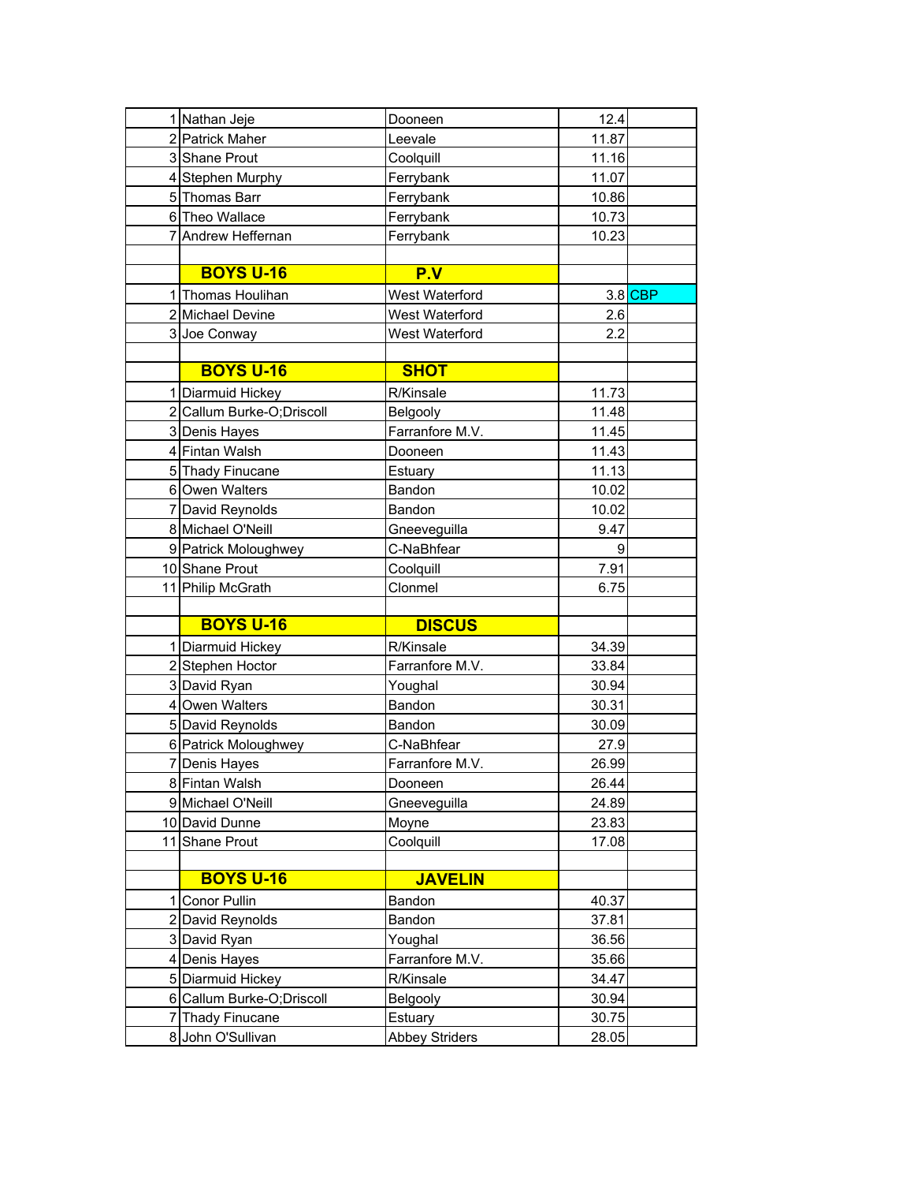| | | | | |
|---|---|---|---|---|
| 1 | Nathan Jeje | Dooneen | 12.4 | |
| 2 | Patrick Maher | Leevale | 11.87 | |
| 3 | Shane Prout | Coolquill | 11.16 | |
| 4 | Stephen Murphy | Ferrybank | 11.07 | |
| 5 | Thomas Barr | Ferrybank | 10.86 | |
| 6 | Theo Wallace | Ferrybank | 10.73 | |
| 7 | Andrew Heffernan | Ferrybank | 10.23 | |
| | | | | |
| | **BOYS U-16** | **P.V** | | |
| 1 | Thomas Houlihan | West Waterford | 3.8 | CBP |
| 2 | Michael Devine | West Waterford | 2.6 | |
| 3 | Joe Conway | West Waterford | 2.2 | |
| | | | | |
| | **BOYS U-16** | **SHOT** | | |
| 1 | Diarmuid Hickey | R/Kinsale | 11.73 | |
| 2 | Callum Burke-O;Driscoll | Belgooly | 11.48 | |
| 3 | Denis Hayes | Farranfore M.V. | 11.45 | |
| 4 | Fintan Walsh | Dooneen | 11.43 | |
| 5 | Thady Finucane | Estuary | 11.13 | |
| 6 | Owen Walters | Bandon | 10.02 | |
| 7 | David Reynolds | Bandon | 10.02 | |
| 8 | Michael O'Neill | Gneeveguilla | 9.47 | |
| 9 | Patrick Moloughwey | C-NaBhfear | 9 | |
| 10 | Shane Prout | Coolquill | 7.91 | |
| 11 | Philip McGrath | Clonmel | 6.75 | |
| | | | | |
| | **BOYS U-16** | **DISCUS** | | |
| 1 | Diarmuid Hickey | R/Kinsale | 34.39 | |
| 2 | Stephen Hoctor | Farranfore M.V. | 33.84 | |
| 3 | David Ryan | Youghal | 30.94 | |
| 4 | Owen Walters | Bandon | 30.31 | |
| 5 | David Reynolds | Bandon | 30.09 | |
| 6 | Patrick Moloughwey | C-NaBhfear | 27.9 | |
| 7 | Denis Hayes | Farranfore M.V. | 26.99 | |
| 8 | Fintan Walsh | Dooneen | 26.44 | |
| 9 | Michael O'Neill | Gneeveguilla | 24.89 | |
| 10 | David Dunne | Moyne | 23.83 | |
| 11 | Shane Prout | Coolquill | 17.08 | |
| | | | | |
| | **BOYS U-16** | **JAVELIN** | | |
| 1 | Conor Pullin | Bandon | 40.37 | |
| 2 | David Reynolds | Bandon | 37.81 | |
| 3 | David Ryan | Youghal | 36.56 | |
| 4 | Denis Hayes | Farranfore M.V. | 35.66 | |
| 5 | Diarmuid Hickey | R/Kinsale | 34.47 | |
| 6 | Callum Burke-O;Driscoll | Belgooly | 30.94 | |
| 7 | Thady Finucane | Estuary | 30.75 | |
| 8 | John O'Sullivan | Abbey Striders | 28.05 | |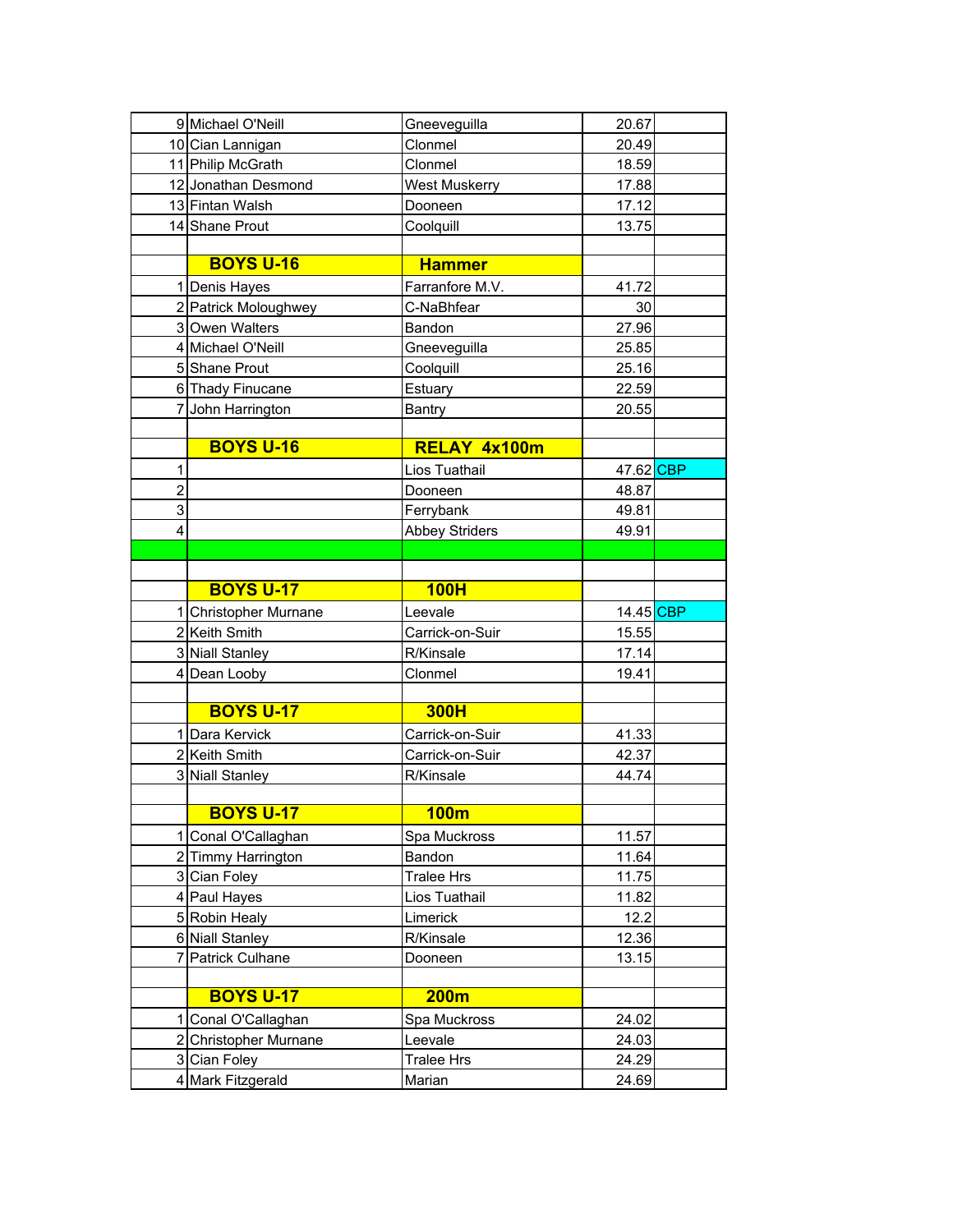| | | | | |
|---|---|---|---|---|
| 9 | Michael O'Neill | Gneeveguilla | 20.67 | |
| 10 | Cian Lannigan | Clonmel | 20.49 | |
| 11 | Philip McGrath | Clonmel | 18.59 | |
| 12 | Jonathan Desmond | West Muskerry | 17.88 | |
| 13 | Fintan Walsh | Dooneen | 17.12 | |
| 14 | Shane Prout | Coolquill | 13.75 | |
| | | | | |
| | **BOYS U-16** | **Hammer** | | |
| 1 | Denis Hayes | Farranfore M.V. | 41.72 | |
| 2 | Patrick Moloughwey | C-NaBhfear | 30 | |
| 3 | Owen Walters | Bandon | 27.96 | |
| 4 | Michael O'Neill | Gneeveguilla | 25.85 | |
| 5 | Shane Prout | Coolquill | 25.16 | |
| 6 | Thady Finucane | Estuary | 22.59 | |
| 7 | John Harrington | Bantry | 20.55 | |
| | | | | |
| | **BOYS U-16** | **RELAY 4x100m** | | |
| 1 | | Lios Tuathail | 47.62 | CBP |
| 2 | | Dooneen | 48.87 | |
| 3 | | Ferrybank | 49.81 | |
| 4 | | Abbey Striders | 49.91 | |
| | | | | |
| | | | | |
| | **BOYS U-17** | **100H** | | |
| 1 | Christopher Murnane | Leevale | 14.45 | CBP |
| 2 | Keith Smith | Carrick-on-Suir | 15.55 | |
| 3 | Niall Stanley | R/Kinsale | 17.14 | |
| 4 | Dean Looby | Clonmel | 19.41 | |
| | | | | |
| | **BOYS U-17** | **300H** | | |
| 1 | Dara Kervick | Carrick-on-Suir | 41.33 | |
| 2 | Keith Smith | Carrick-on-Suir | 42.37 | |
| 3 | Niall Stanley | R/Kinsale | 44.74 | |
| | | | | |
| | **BOYS U-17** | **100m** | | |
| 1 | Conal O'Callaghan | Spa Muckross | 11.57 | |
| 2 | Timmy Harrington | Bandon | 11.64 | |
| 3 | Cian Foley | Tralee Hrs | 11.75 | |
| 4 | Paul Hayes | Lios Tuathail | 11.82 | |
| 5 | Robin Healy | Limerick | 12.2 | |
| 6 | Niall Stanley | R/Kinsale | 12.36 | |
| 7 | Patrick Culhane | Dooneen | 13.15 | |
| | | | | |
| | **BOYS U-17** | **200m** | | |
| 1 | Conal O'Callaghan | Spa Muckross | 24.02 | |
| 2 | Christopher Murnane | Leevale | 24.03 | |
| 3 | Cian Foley | Tralee Hrs | 24.29 | |
| 4 | Mark Fitzgerald | Marian | 24.69 | |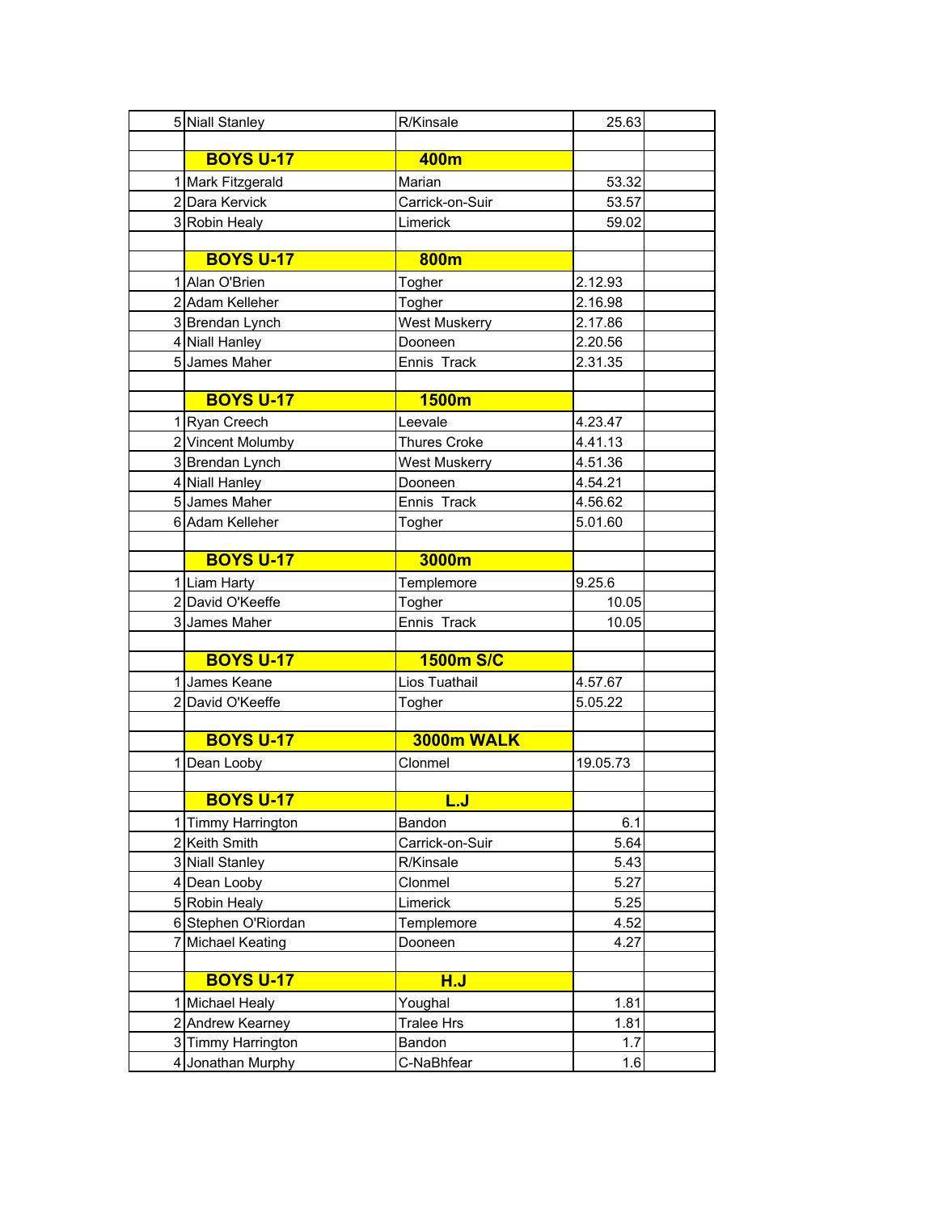| | | | | |
|---|---|---|---|---|
| 5 | Niall Stanley | R/Kinsale | 25.63 | |
| | | | | |
| | **BOYS U-17** | **400m** | | |
| 1 | Mark Fitzgerald | Marian | 53.32 | |
| 2 | Dara Kervick | Carrick-on-Suir | 53.57 | |
| 3 | Robin Healy | Limerick | 59.02 | |
| | | | | |
| | **BOYS U-17** | **800m** | | |
| 1 | Alan O'Brien | Togher | 2.12.93 | |
| 2 | Adam Kelleher | Togher | 2.16.98 | |
| 3 | Brendan Lynch | West Muskerry | 2.17.86 | |
| 4 | Niall Hanley | Dooneen | 2.20.56 | |
| 5 | James Maher | Ennis Track | 2.31.35 | |
| | | | | |
| | **BOYS U-17** | **1500m** | | |
| 1 | Ryan Creech | Leevale | 4.23.47 | |
| 2 | Vincent Molumby | Thures Croke | 4.41.13 | |
| 3 | Brendan Lynch | West Muskerry | 4.51.36 | |
| 4 | Niall Hanley | Dooneen | 4.54.21 | |
| 5 | James Maher | Ennis Track | 4.56.62 | |
| 6 | Adam Kelleher | Togher | 5.01.60 | |
| | | | | |
| | **BOYS U-17** | **3000m** | | |
| 1 | Liam Harty | Templemore | 9.25.6 | |
| 2 | David O'Keeffe | Togher | 10.05 | |
| 3 | James Maher | Ennis Track | 10.05 | |
| | | | | |
| | **BOYS U-17** | **1500m S/C** | | |
| 1 | James Keane | Lios Tuathail | 4.57.67 | |
| 2 | David O'Keeffe | Togher | 5.05.22 | |
| | | | | |
| | **BOYS U-17** | **3000m WALK** | | |
| 1 | Dean Looby | Clonmel | 19.05.73 | |
| | | | | |
| | **BOYS U-17** | **L.J** | | |
| 1 | Timmy Harrington | Bandon | 6.1 | |
| 2 | Keith Smith | Carrick-on-Suir | 5.64 | |
| 3 | Niall Stanley | R/Kinsale | 5.43 | |
| 4 | Dean Looby | Clonmel | 5.27 | |
| 5 | Robin Healy | Limerick | 5.25 | |
| 6 | Stephen O'Riordan | Templemore | 4.52 | |
| 7 | Michael Keating | Dooneen | 4.27 | |
| | | | | |
| | **BOYS U-17** | **H.J** | | |
| 1 | Michael Healy | Youghal | 1.81 | |
| 2 | Andrew Kearney | Tralee Hrs | 1.81 | |
| 3 | Timmy Harrington | Bandon | 1.7 | |
| 4 | Jonathan Murphy | C-NaBhfear | 1.6 | |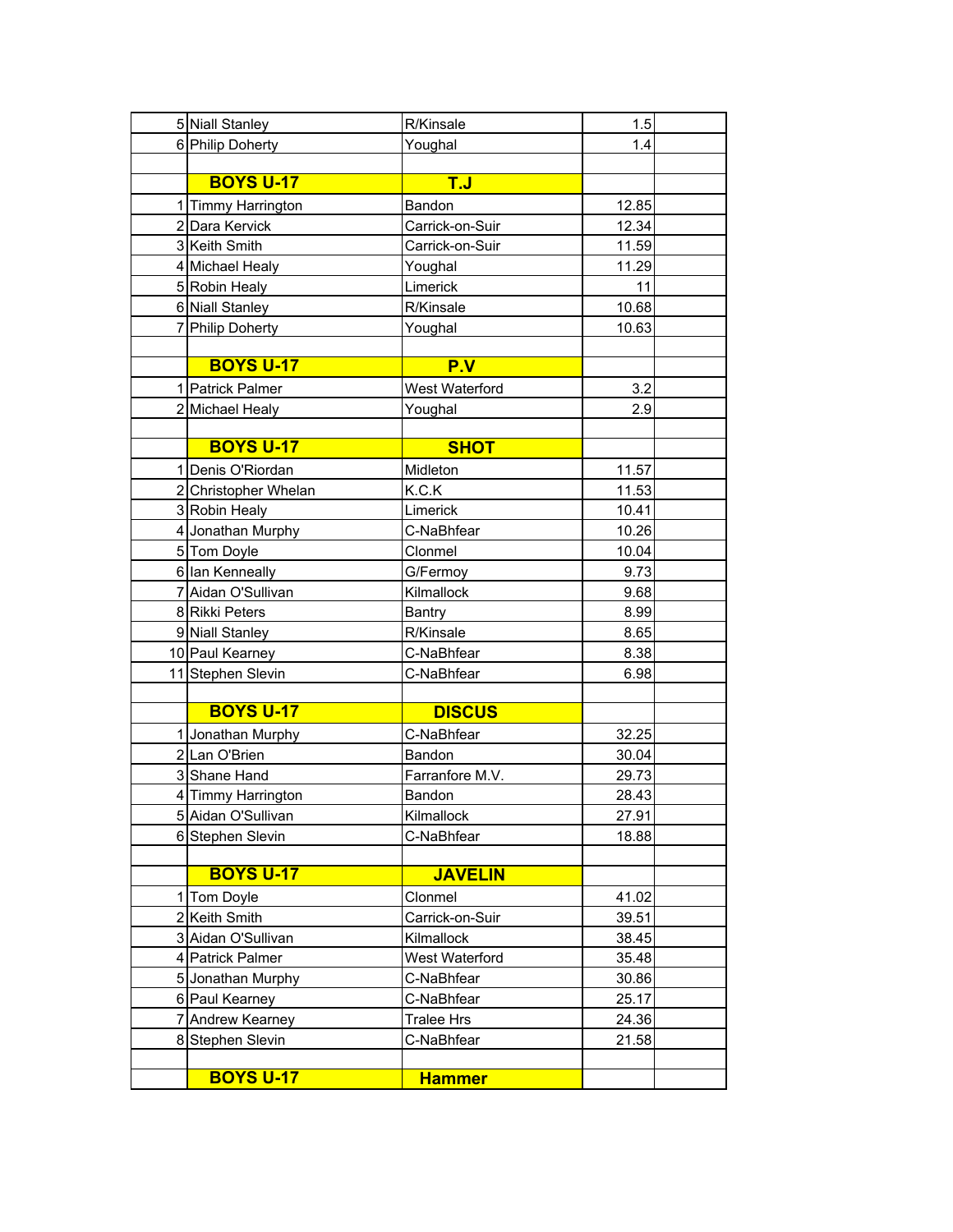| | | | | |
|---|---|---|---|---|
| 5 | Niall Stanley | R/Kinsale | 1.5 | |
| 6 | Philip Doherty | Youghal | 1.4 | |
| | | | | |
| | **BOYS U-17** | **T.J** | | |
| 1 | Timmy Harrington | Bandon | 12.85 | |
| 2 | Dara Kervick | Carrick-on-Suir | 12.34 | |
| 3 | Keith Smith | Carrick-on-Suir | 11.59 | |
| 4 | Michael Healy | Youghal | 11.29 | |
| 5 | Robin Healy | Limerick | 11 | |
| 6 | Niall Stanley | R/Kinsale | 10.68 | |
| 7 | Philip Doherty | Youghal | 10.63 | |
| | | | | |
| | **BOYS U-17** | **P.V** | | |
| 1 | Patrick Palmer | West Waterford | 3.2 | |
| 2 | Michael Healy | Youghal | 2.9 | |
| | | | | |
| | **BOYS U-17** | **SHOT** | | |
| 1 | Denis O'Riordan | Midleton | 11.57 | |
| 2 | Christopher Whelan | K.C.K | 11.53 | |
| 3 | Robin Healy | Limerick | 10.41 | |
| 4 | Jonathan Murphy | C-NaBhfear | 10.26 | |
| 5 | Tom Doyle | Clonmel | 10.04 | |
| 6 | Ian Kenneally | G/Fermoy | 9.73 | |
| 7 | Aidan O'Sullivan | Kilmallock | 9.68 | |
| 8 | Rikki Peters | Bantry | 8.99 | |
| 9 | Niall Stanley | R/Kinsale | 8.65 | |
| 10 | Paul Kearney | C-NaBhfear | 8.38 | |
| 11 | Stephen Slevin | C-NaBhfear | 6.98 | |
| | | | | |
| | **BOYS U-17** | **DISCUS** | | |
| 1 | Jonathan Murphy | C-NaBhfear | 32.25 | |
| 2 | Lan O'Brien | Bandon | 30.04 | |
| 3 | Shane Hand | Farranfore M.V. | 29.73 | |
| 4 | Timmy Harrington | Bandon | 28.43 | |
| 5 | Aidan O'Sullivan | Kilmallock | 27.91 | |
| 6 | Stephen Slevin | C-NaBhfear | 18.88 | |
| | | | | |
| | **BOYS U-17** | **JAVELIN** | | |
| 1 | Tom Doyle | Clonmel | 41.02 | |
| 2 | Keith Smith | Carrick-on-Suir | 39.51 | |
| 3 | Aidan O'Sullivan | Kilmallock | 38.45 | |
| 4 | Patrick Palmer | West Waterford | 35.48 | |
| 5 | Jonathan Murphy | C-NaBhfear | 30.86 | |
| 6 | Paul Kearney | C-NaBhfear | 25.17 | |
| 7 | Andrew Kearney | Tralee Hrs | 24.36 | |
| 8 | Stephen Slevin | C-NaBhfear | 21.58 | |
| | | | | |
| | **BOYS U-17** | **Hammer** | | |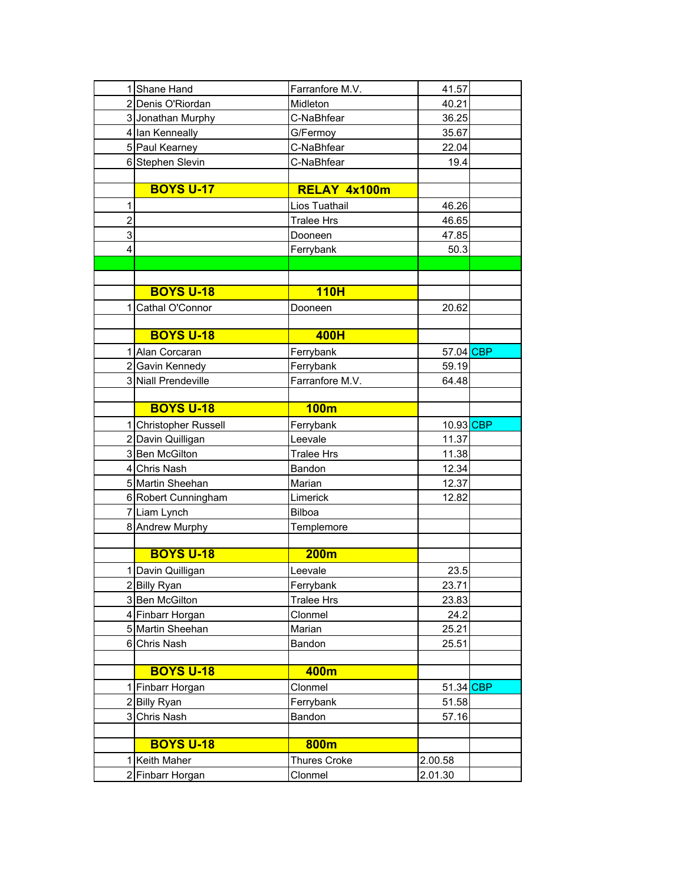| | | | | |
|---|---|---|---|---|
| 1 | Shane Hand | Farranfore M.V. | 41.57 | |
| 2 | Denis O'Riordan | Midleton | 40.21 | |
| 3 | Jonathan Murphy | C-NaBhfear | 36.25 | |
| 4 | Ian Kenneally | G/Fermoy | 35.67 | |
| 5 | Paul Kearney | C-NaBhfear | 22.04 | |
| 6 | Stephen Slevin | C-NaBhfear | 19.4 | |
| | | | | |
| | **BOYS U-17** | **RELAY 4x100m** | | |
| 1 | | Lios Tuathail | 46.26 | |
| 2 | | Tralee Hrs | 46.65 | |
| 3 | | Dooneen | 47.85 | |
| 4 | | Ferrybank | 50.3 | |
| | | | | |
| | | | | |
| | **BOYS U-18** | **110H** | | |
| 1 | Cathal O'Connor | Dooneen | 20.62 | |
| | | | | |
| | **BOYS U-18** | **400H** | | |
| 1 | Alan Corcaran | Ferrybank | 57.04 | CBP |
| 2 | Gavin Kennedy | Ferrybank | 59.19 | |
| 3 | Niall Prendeville | Farranfore M.V. | 64.48 | |
| | | | | |
| | **BOYS U-18** | **100m** | | |
| 1 | Christopher Russell | Ferrybank | 10.93 | CBP |
| 2 | Davin Quilligan | Leevale | 11.37 | |
| 3 | Ben McGilton | Tralee Hrs | 11.38 | |
| 4 | Chris Nash | Bandon | 12.34 | |
| 5 | Martin Sheehan | Marian | 12.37 | |
| 6 | Robert Cunningham | Limerick | 12.82 | |
| 7 | Liam Lynch | Bilboa | | |
| 8 | Andrew Murphy | Templemore | | |
| | | | | |
| | **BOYS U-18** | **200m** | | |
| 1 | Davin Quilligan | Leevale | 23.5 | |
| 2 | Billy Ryan | Ferrybank | 23.71 | |
| 3 | Ben McGilton | Tralee Hrs | 23.83 | |
| 4 | Finbarr Horgan | Clonmel | 24.2 | |
| 5 | Martin Sheehan | Marian | 25.21 | |
| 6 | Chris Nash | Bandon | 25.51 | |
| | | | | |
| | **BOYS U-18** | **400m** | | |
| 1 | Finbarr Horgan | Clonmel | 51.34 | CBP |
| 2 | Billy Ryan | Ferrybank | 51.58 | |
| 3 | Chris Nash | Bandon | 57.16 | |
| | | | | |
| | **BOYS U-18** | **800m** | | |
| 1 | Keith Maher | Thures Croke | 2.00.58 | |
| 2 | Finbarr Horgan | Clonmel | 2.01.30 | |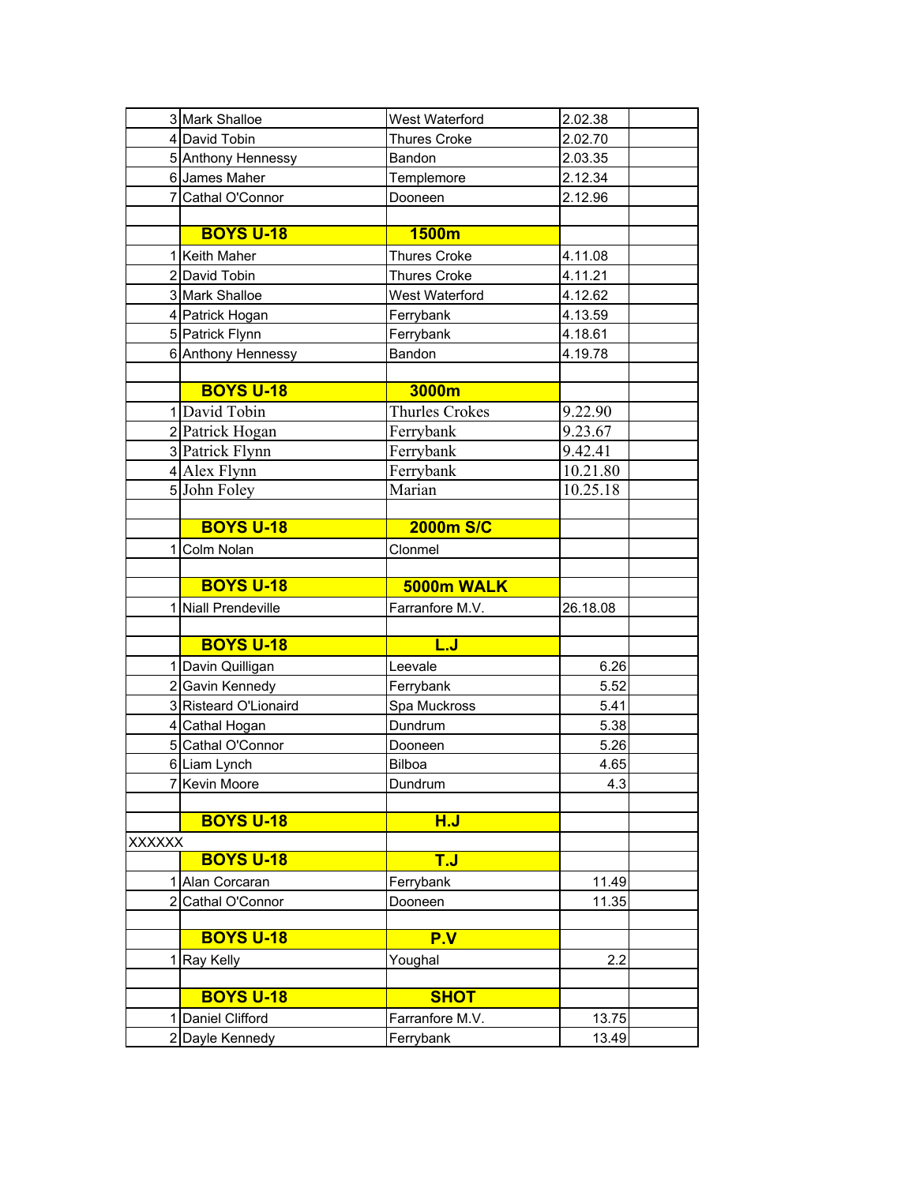| | | | | |
|---|---|---|---|---|
| 3 | Mark Shalloe | West Waterford | 2.02.38 | |
| 4 | David Tobin | Thures Croke | 2.02.70 | |
| 5 | Anthony Hennessy | Bandon | 2.03.35 | |
| 6 | James Maher | Templemore | 2.12.34 | |
| 7 | Cathal O'Connor | Dooneen | 2.12.96 | |
| | | | | |
| | **BOYS U-18** | **1500m** | | |
| 1 | Keith Maher | Thures Croke | 4.11.08 | |
| 2 | David Tobin | Thures Croke | 4.11.21 | |
| 3 | Mark Shalloe | West Waterford | 4.12.62 | |
| 4 | Patrick Hogan | Ferrybank | 4.13.59 | |
| 5 | Patrick Flynn | Ferrybank | 4.18.61 | |
| 6 | Anthony Hennessy | Bandon | 4.19.78 | |
| | | | | |
| | **BOYS U-18** | **3000m** | | |
| 1 | David Tobin | Thurles Crokes | 9.22.90 | |
| 2 | Patrick Hogan | Ferrybank | 9.23.67 | |
| 3 | Patrick Flynn | Ferrybank | 9.42.41 | |
| 4 | Alex Flynn | Ferrybank | 10.21.80 | |
| 5 | John Foley | Marian | 10.25.18 | |
| | | | | |
| | **BOYS U-18** | **2000m S/C** | | |
| 1 | Colm Nolan | Clonmel | | |
| | | | | |
| | **BOYS U-18** | **5000m WALK** | | |
| 1 | Niall Prendeville | Farranfore M.V. | 26.18.08 | |
| | | | | |
| | **BOYS U-18** | **L.J** | | |
| 1 | Davin Quilligan | Leevale | 6.26 | |
| 2 | Gavin Kennedy | Ferrybank | 5.52 | |
| 3 | Risteard O'Lionaird | Spa Muckross | 5.41 | |
| 4 | Cathal Hogan | Dundrum | 5.38 | |
| 5 | Cathal O'Connor | Dooneen | 5.26 | |
| 6 | Liam Lynch | Bilboa | 4.65 | |
| 7 | Kevin Moore | Dundrum | 4.3 | |
| | | | | |
| | **BOYS U-18** | **H.J** | | |
| XXXXXX | | | | |
| | **BOYS U-18** | **T.J** | | |
| 1 | Alan Corcaran | Ferrybank | 11.49 | |
| 2 | Cathal O'Connor | Dooneen | 11.35 | |
| | | | | |
| | **BOYS U-18** | **P.V** | | |
| 1 | Ray Kelly | Youghal | 2.2 | |
| | | | | |
| | **BOYS U-18** | **SHOT** | | |
| 1 | Daniel Clifford | Farranfore M.V. | 13.75 | |
| 2 | Dayle Kennedy | Ferrybank | 13.49 | |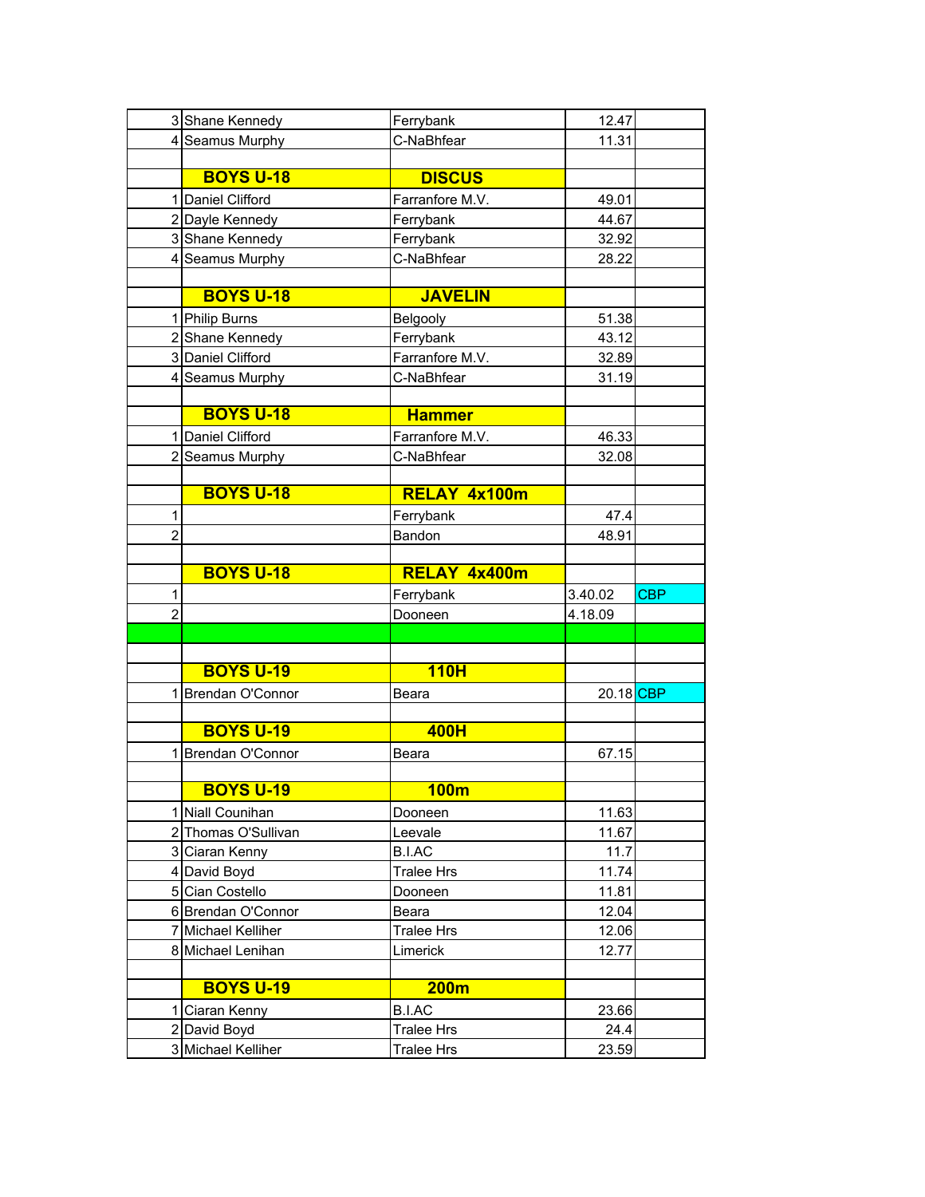| | | | | |
|---|---|---|---|---|
| 3 | Shane Kennedy | Ferrybank | 12.47 | |
| 4 | Seamus Murphy | C-NaBhfear | 11.31 | |
| | | | | |
| | **BOYS U-18** | **DISCUS** | | |
| 1 | Daniel Clifford | Farranfore M.V. | 49.01 | |
| 2 | Dayle Kennedy | Ferrybank | 44.67 | |
| 3 | Shane Kennedy | Ferrybank | 32.92 | |
| 4 | Seamus Murphy | C-NaBhfear | 28.22 | |
| | | | | |
| | **BOYS U-18** | **JAVELIN** | | |
| 1 | Philip Burns | Belgooly | 51.38 | |
| 2 | Shane Kennedy | Ferrybank | 43.12 | |
| 3 | Daniel Clifford | Farranfore M.V. | 32.89 | |
| 4 | Seamus Murphy | C-NaBhfear | 31.19 | |
| | | | | |
| | **BOYS U-18** | **Hammer** | | |
| 1 | Daniel Clifford | Farranfore M.V. | 46.33 | |
| 2 | Seamus Murphy | C-NaBhfear | 32.08 | |
| | | | | |
| | **BOYS U-18** | **RELAY 4x100m** | | |
| 1 | | Ferrybank | 47.4 | |
| 2 | | Bandon | 48.91 | |
| | | | | |
| | **BOYS U-18** | **RELAY 4x400m** | | |
| 1 | | Ferrybank | 3.40.02 | CBP |
| 2 | | Dooneen | 4.18.09 | |
| | | | | |
| | | | | |
| | **BOYS U-19** | **110H** | | |
| 1 | Brendan O'Connor | Beara | 20.18 | CBP |
| | | | | |
| | **BOYS U-19** | **400H** | | |
| 1 | Brendan O'Connor | Beara | 67.15 | |
| | | | | |
| | **BOYS U-19** | **100m** | | |
| 1 | Niall Counihan | Dooneen | 11.63 | |
| 2 | Thomas O'Sullivan | Leevale | 11.67 | |
| 3 | Ciaran Kenny | B.I.AC | 11.7 | |
| 4 | David Boyd | Tralee Hrs | 11.74 | |
| 5 | Cian Costello | Dooneen | 11.81 | |
| 6 | Brendan O'Connor | Beara | 12.04 | |
| 7 | Michael Kelliher | Tralee Hrs | 12.06 | |
| 8 | Michael Lenihan | Limerick | 12.77 | |
| | | | | |
| | **BOYS U-19** | **200m** | | |
| 1 | Ciaran Kenny | B.I.AC | 23.66 | |
| 2 | David Boyd | Tralee Hrs | 24.4 | |
| 3 | Michael Kelliher | Tralee Hrs | 23.59 | |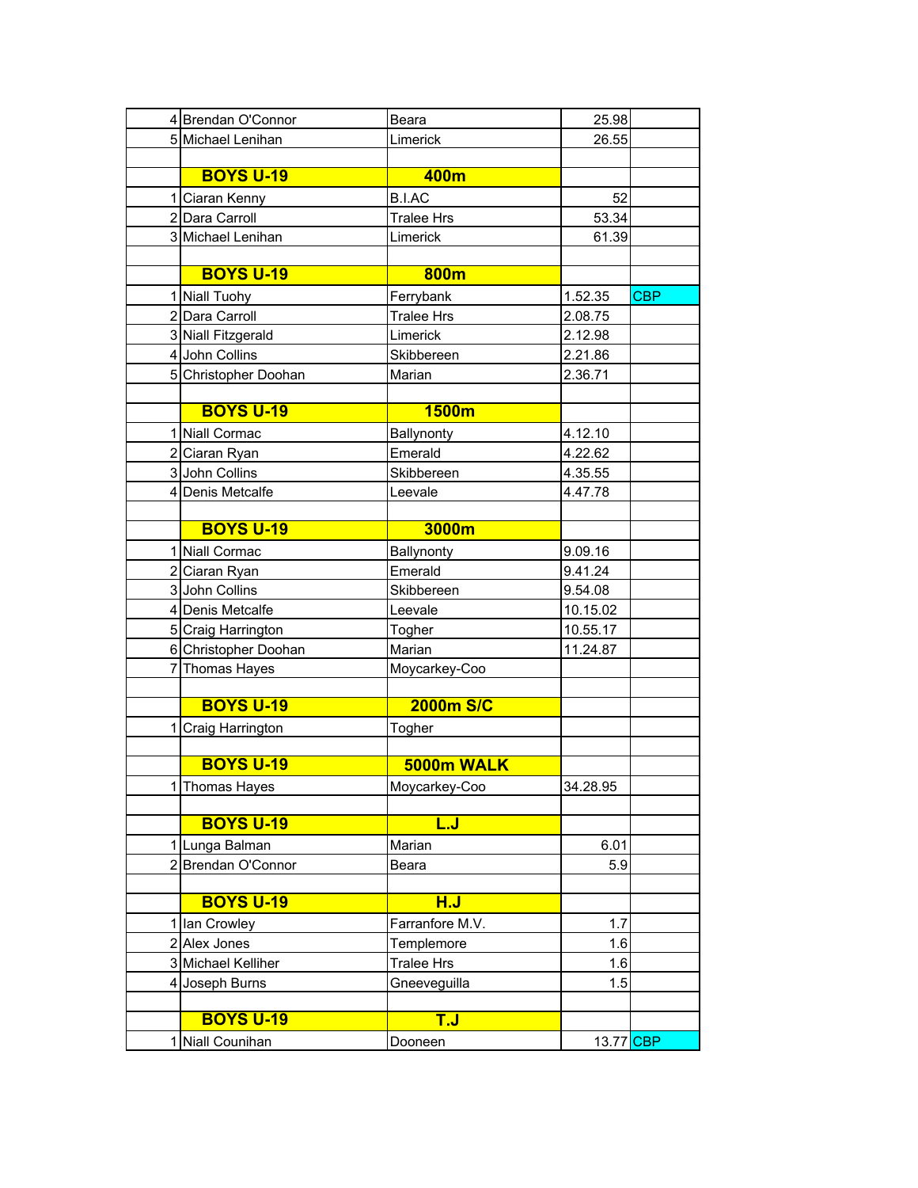| | | | | |
|---|---|---|---|---|
| 4 | Brendan O'Connor | Beara | 25.98 | |
| 5 | Michael Lenihan | Limerick | 26.55 | |
| | | | | |
| | **BOYS U-19** | **400m** | | |
| 1 | Ciaran Kenny | B.I.AC | 52 | |
| 2 | Dara Carroll | Tralee Hrs | 53.34 | |
| 3 | Michael Lenihan | Limerick | 61.39 | |
| | | | | |
| | **BOYS U-19** | **800m** | | |
| 1 | Niall Tuohy | Ferrybank | 1.52.35 | CBP |
| 2 | Dara Carroll | Tralee Hrs | 2.08.75 | |
| 3 | Niall Fitzgerald | Limerick | 2.12.98 | |
| 4 | John Collins | Skibbereen | 2.21.86 | |
| 5 | Christopher Doohan | Marian | 2.36.71 | |
| | | | | |
| | **BOYS U-19** | **1500m** | | |
| 1 | Niall Cormac | Ballynonty | 4.12.10 | |
| 2 | Ciaran Ryan | Emerald | 4.22.62 | |
| 3 | John Collins | Skibbereen | 4.35.55 | |
| 4 | Denis Metcalfe | Leevale | 4.47.78 | |
| | | | | |
| | **BOYS U-19** | **3000m** | | |
| 1 | Niall Cormac | Ballynonty | 9.09.16 | |
| 2 | Ciaran Ryan | Emerald | 9.41.24 | |
| 3 | John Collins | Skibbereen | 9.54.08 | |
| 4 | Denis Metcalfe | Leevale | 10.15.02 | |
| 5 | Craig Harrington | Togher | 10.55.17 | |
| 6 | Christopher Doohan | Marian | 11.24.87 | |
| 7 | Thomas Hayes | Moycarkey-Coo | | |
| | | | | |
| | **BOYS U-19** | **2000m S/C** | | |
| 1 | Craig Harrington | Togher | | |
| | | | | |
| | **BOYS U-19** | **5000m WALK** | | |
| 1 | Thomas Hayes | Moycarkey-Coo | 34.28.95 | |
| | | | | |
| | **BOYS U-19** | **L.J** | | |
| 1 | Lunga Balman | Marian | 6.01 | |
| 2 | Brendan O'Connor | Beara | 5.9 | |
| | | | | |
| | **BOYS U-19** | **H.J** | | |
| 1 | Ian Crowley | Farranfore M.V. | 1.7 | |
| 2 | Alex Jones | Templemore | 1.6 | |
| 3 | Michael Kelliher | Tralee Hrs | 1.6 | |
| 4 | Joseph Burns | Gneeveguilla | 1.5 | |
| | | | | |
| | **BOYS U-19** | **T.J** | | |
| 1 | Niall Counihan | Dooneen | 13.77 | CBP |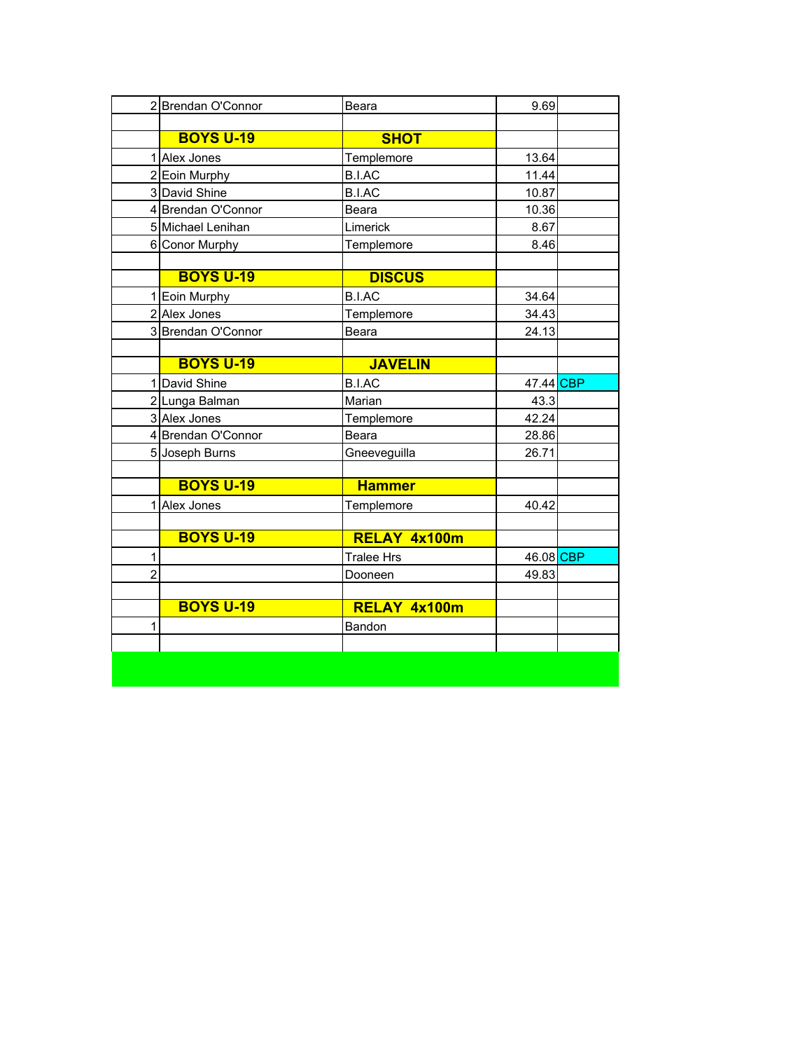| | | | | |
|---|---|---|---|---|
| 2 | Brendan O'Connor | Beara | 9.69 | |
| | | | | |
| | **BOYS U-19** | **SHOT** | | |
| 1 | Alex Jones | Templemore | 13.64 | |
| 2 | Eoin Murphy | B.I.AC | 11.44 | |
| 3 | David Shine | B.I.AC | 10.87 | |
| 4 | Brendan O'Connor | Beara | 10.36 | |
| 5 | Michael Lenihan | Limerick | 8.67 | |
| 6 | Conor Murphy | Templemore | 8.46 | |
| | | | | |
| | **BOYS U-19** | **DISCUS** | | |
| 1 | Eoin Murphy | B.I.AC | 34.64 | |
| 2 | Alex Jones | Templemore | 34.43 | |
| 3 | Brendan O'Connor | Beara | 24.13 | |
| | | | | |
| | **BOYS U-19** | **JAVELIN** | | |
| 1 | David Shine | B.I.AC | 47.44 | CBP |
| 2 | Lunga Balman | Marian | 43.3 | |
| 3 | Alex Jones | Templemore | 42.24 | |
| 4 | Brendan O'Connor | Beara | 28.86 | |
| 5 | Joseph Burns | Gneeveguilla | 26.71 | |
| | | | | |
| | **BOYS U-19** | **Hammer** | | |
| 1 | Alex Jones | Templemore | 40.42 | |
| | | | | |
| | **BOYS U-19** | **RELAY 4x100m** | | |
| 1 | | Tralee Hrs | 46.08 | CBP |
| 2 | | Dooneen | 49.83 | |
| | | | | |
| | **BOYS U-19** | **RELAY 4x100m** | | |
| 1 | | Bandon | | |
| | | | | |